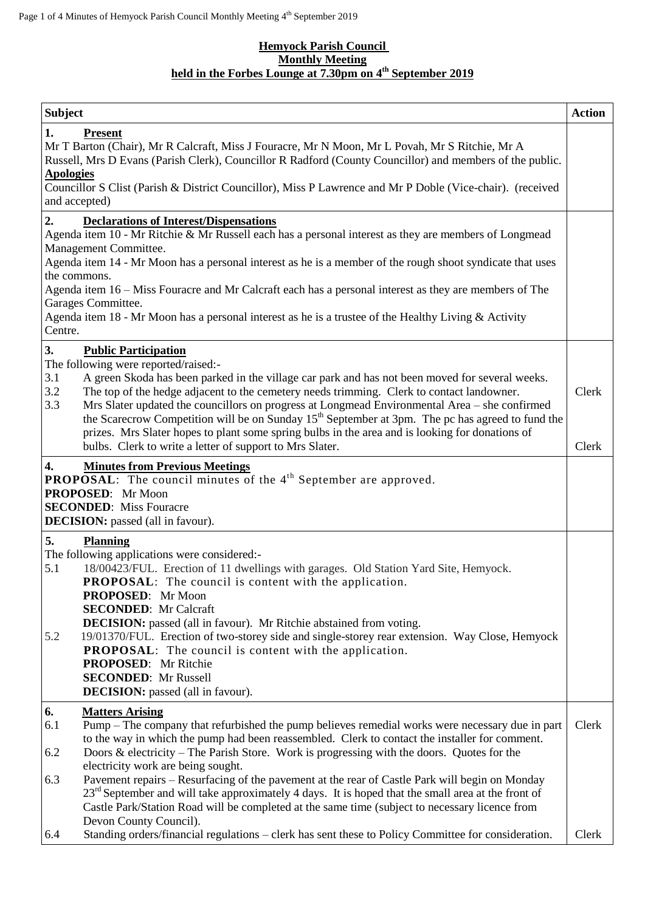# Hemyock Parish Council
## Monthly Meeting
## held in the Forbes Lounge at 7.30pm on 4th September 2019

| Subject | Action |
|---|---|
| **1. Present**<br>Mr T Barton (Chair), Mr R Calcraft, Miss J Fouracre, Mr N Moon, Mr L Povah, Mr S Ritchie, Mr A Russell, Mrs D Evans (Parish Clerk), Councillor R Radford (County Councillor) and members of the public.<br>**Apologies**<br>Councillor S Clist (Parish & District Councillor), Miss P Lawrence and Mr P Doble (Vice-chair). (received and accepted) | |
| **2. Declarations of Interest/Dispensations**<br>Agenda item 10 - Mr Ritchie & Mr Russell each has a personal interest as they are members of Longmead Management Committee.<br>Agenda item 14 - Mr Moon has a personal interest as he is a member of the rough shoot syndicate that uses the commons.<br>Agenda item 16 – Miss Fouracre and Mr Calcraft each has a personal interest as they are members of The Garages Committee.<br>Agenda item 18 - Mr Moon has a personal interest as he is a trustee of the Healthy Living & Activity Centre. | |
| **3. Public Participation**<br>The following were reported/raised:-<br>3.1 A green Skoda has been parked in the village car park and has not been moved for several weeks.<br>3.2 The top of the hedge adjacent to the cemetery needs trimming. Clerk to contact landowner.<br>3.3 Mrs Slater updated the councillors on progress at Longmead Environmental Area – she confirmed the Scarecrow Competition will be on Sunday 15th September at 3pm. The pc has agreed to fund the prizes. Mrs Slater hopes to plant some spring bulbs in the area and is looking for donations of bulbs. Clerk to write a letter of support to Mrs Slater. | Clerk<br><br>Clerk |
| **4. Minutes from Previous Meetings**<br>**PROPOSAL**: The council minutes of the 4th September are approved.<br>**PROPOSED**: Mr Moon<br>**SECONDED**: Miss Fouracre<br>**DECISION:** passed (all in favour). | |
| **5. Planning**<br>The following applications were considered:-<br>5.1 18/00423/FUL. Erection of 11 dwellings with garages. Old Station Yard Site, Hemyock.<br>**PROPOSAL**: The council is content with the application.<br>**PROPOSED**: Mr Moon<br>**SECONDED**: Mr Calcraft<br>**DECISION:** passed (all in favour). Mr Ritchie abstained from voting.<br>5.2 19/01370/FUL. Erection of two-storey side and single-storey rear extension. Way Close, Hemyock<br>**PROPOSAL**: The council is content with the application.<br>**PROPOSED**: Mr Ritchie<br>**SECONDED**: Mr Russell<br>**DECISION:** passed (all in favour). | |
| **6. Matters Arising**<br>6.1 Pump – The company that refurbished the pump believes remedial works were necessary due in part to the way in which the pump had been reassembled. Clerk to contact the installer for comment.<br>6.2 Doors & electricity – The Parish Store. Work is progressing with the doors. Quotes for the electricity work are being sought.<br>6.3 Pavement repairs – Resurfacing of the pavement at the rear of Castle Park will begin on Monday 23rd September and will take approximately 4 days. It is hoped that the small area at the front of Castle Park/Station Road will be completed at the same time (subject to necessary licence from Devon County Council).<br>6.4 Standing orders/financial regulations – clerk has sent these to Policy Committee for consideration. | Clerk<br><br><br><br><br><br>Clerk |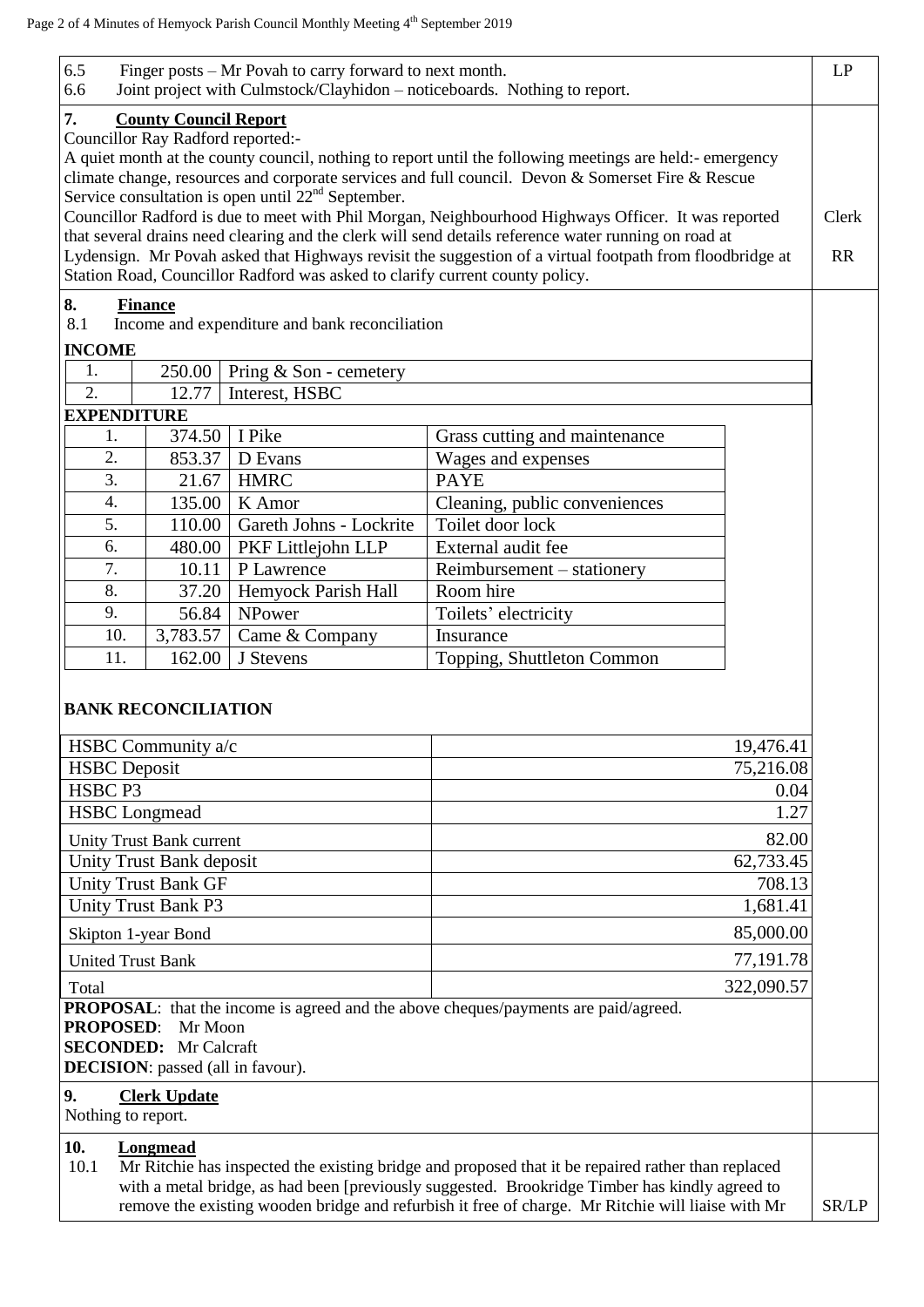6.5 Finger posts – Mr Povah to carry forward to next month. LP

6.6 Joint project with Culmstock/Clayhidon – noticeboards. Nothing to report.

## 7. County Council Report

Councillor Ray Radford reported:-

A quiet month at the county council, nothing to report until the following meetings are held:- emergency climate change, resources and corporate services and full council. Devon & Somerset Fire & Rescue Service consultation is open until 22nd September.

Councillor Radford is due to meet with Phil Morgan, Neighbourhood Highways Officer. It was reported that several drains need clearing and the clerk will send details reference water running on road at Lydensign. Mr Povah asked that Highways revisit the suggestion of a virtual footpath from floodbridge at Station Road, Councillor Radford was asked to clarify current county policy. Clerk RR

## 8. Finance

8.1 Income and expenditure and bank reconciliation

**INCOME**

| | | |
|---|---|---|
| 1. | 250.00 | Pring & Son - cemetery |
| 2. | 12.77 | Interest, HSBC |

**EXPENDITURE**

| | | | |
|---|---|---|---|
| 1. | 374.50 | I Pike | Grass cutting and maintenance |
| 2. | 853.37 | D Evans | Wages and expenses |
| 3. | 21.67 | HMRC | PAYE |
| 4. | 135.00 | K Amor | Cleaning, public conveniences |
| 5. | 110.00 | Gareth Johns - Lockrite | Toilet door lock |
| 6. | 480.00 | PKF Littlejohn LLP | External audit fee |
| 7. | 10.11 | P Lawrence | Reimbursement – stationery |
| 8. | 37.20 | Hemyock Parish Hall | Room hire |
| 9. | 56.84 | NPower | Toilets' electricity |
| 10. | 3,783.57 | Came & Company | Insurance |
| 11. | 162.00 | J Stevens | Topping, Shuttleton Common |

**BANK RECONCILIATION**

| | |
|---|---|
| HSBC Community a/c | 19,476.41 |
| HSBC Deposit | 75,216.08 |
| HSBC P3 | 0.04 |
| HSBC Longmead | 1.27 |
| Unity Trust Bank current | 82.00 |
| Unity Trust Bank deposit | 62,733.45 |
| Unity Trust Bank GF | 708.13 |
| Unity Trust Bank P3 | 1,681.41 |
| Skipton 1-year Bond | 85,000.00 |
| United Trust Bank | 77,191.78 |
| Total | 322,090.57 |

**PROPOSAL**: that the income is agreed and the above cheques/payments are paid/agreed.
**PROPOSED**: Mr Moon
**SECONDED:** Mr Calcraft
**DECISION**: passed (all in favour).

## 9. Clerk Update

Nothing to report.

## 10. Longmead

10.1 Mr Ritchie has inspected the existing bridge and proposed that it be repaired rather than replaced with a metal bridge, as had been [previously suggested. Brookridge Timber has kindly agreed to remove the existing wooden bridge and refurbish it free of charge. Mr Ritchie will liaise with Mr SR/LP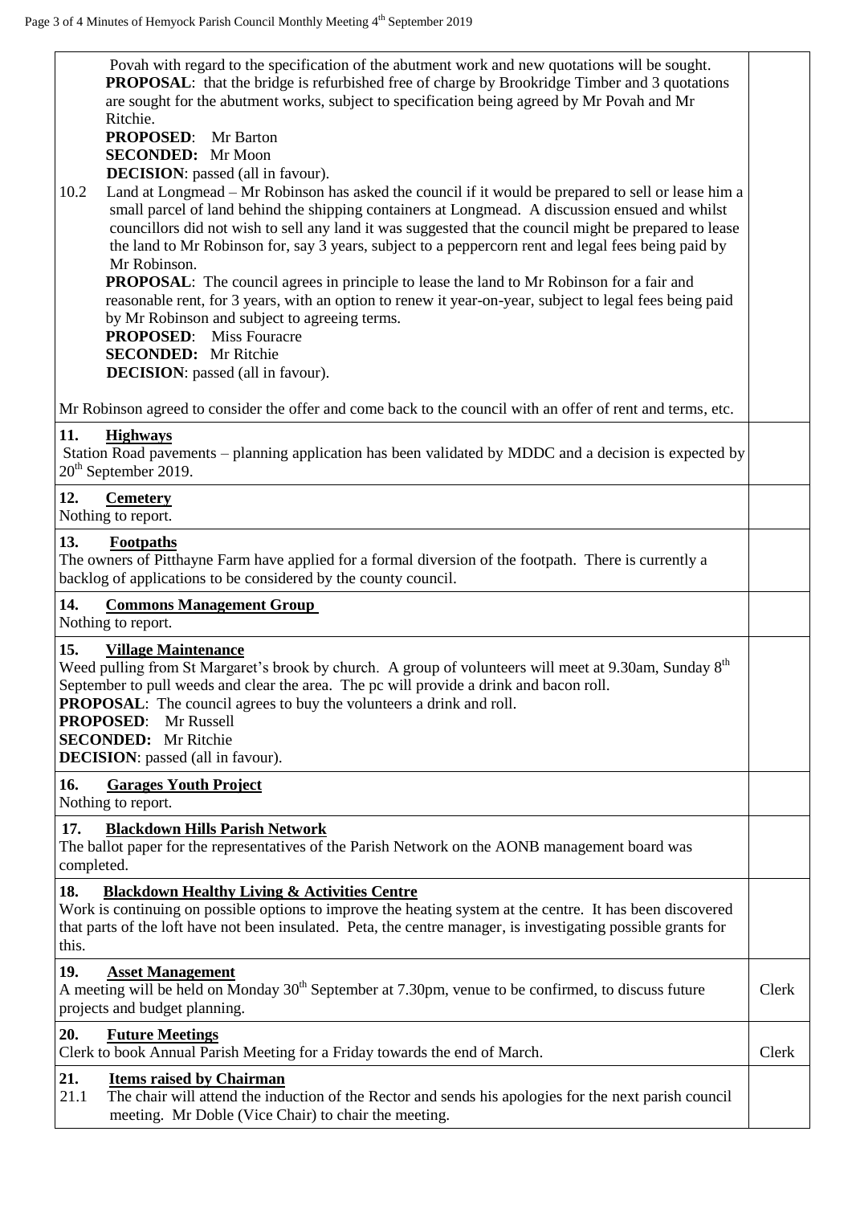| | |
|---|---|
| Povah with regard to the specification of the abutment work and new quotations will be sought.<br>**PROPOSAL**: that the bridge is refurbished free of charge by Brookridge Timber and 3 quotations are sought for the abutment works, subject to specification being agreed by Mr Povah and Mr Ritchie.<br>**PROPOSED**: Mr Barton<br>**SECONDED:** Mr Moon<br>**DECISION**: passed (all in favour).<br>10.2 Land at Longmead – Mr Robinson has asked the council if it would be prepared to sell or lease him a small parcel of land behind the shipping containers at Longmead. A discussion ensued and whilst councillors did not wish to sell any land it was suggested that the council might be prepared to lease the land to Mr Robinson for, say 3 years, subject to a peppercorn rent and legal fees being paid by Mr Robinson.<br>**PROPOSAL**: The council agrees in principle to lease the land to Mr Robinson for a fair and reasonable rent, for 3 years, with an option to renew it year-on-year, subject to legal fees being paid by Mr Robinson and subject to agreeing terms.<br>**PROPOSED**: Miss Fouracre<br>**SECONDED:** Mr Ritchie<br>**DECISION**: passed (all in favour).<br><br>Mr Robinson agreed to consider the offer and come back to the council with an offer of rent and terms, etc. | |
| **11. Highways**<br>Station Road pavements – planning application has been validated by MDDC and a decision is expected by 20th September 2019. | |
| **12. Cemetery**<br>Nothing to report. | |
| **13. Footpaths**<br>The owners of Pitthayne Farm have applied for a formal diversion of the footpath. There is currently a backlog of applications to be considered by the county council. | |
| **14. Commons Management Group**<br>Nothing to report. | |
| **15. Village Maintenance**<br>Weed pulling from St Margaret's brook by church. A group of volunteers will meet at 9.30am, Sunday 8th September to pull weeds and clear the area. The pc will provide a drink and bacon roll.<br>**PROPOSAL**: The council agrees to buy the volunteers a drink and roll.<br>**PROPOSED**: Mr Russell<br>**SECONDED:** Mr Ritchie<br>**DECISION**: passed (all in favour). | |
| **16. Garages Youth Project**<br>Nothing to report. | |
| **17. Blackdown Hills Parish Network**<br>The ballot paper for the representatives of the Parish Network on the AONB management board was completed. | |
| **18. Blackdown Healthy Living & Activities Centre**<br>Work is continuing on possible options to improve the heating system at the centre. It has been discovered that parts of the loft have not been insulated. Peta, the centre manager, is investigating possible grants for this. | |
| **19. Asset Management**<br>A meeting will be held on Monday 30th September at 7.30pm, venue to be confirmed, to discuss future projects and budget planning. | Clerk |
| **20. Future Meetings**<br>Clerk to book Annual Parish Meeting for a Friday towards the end of March. | Clerk |
| **21. Items raised by Chairman**<br>21.1 The chair will attend the induction of the Rector and sends his apologies for the next parish council meeting. Mr Doble (Vice Chair) to chair the meeting. | |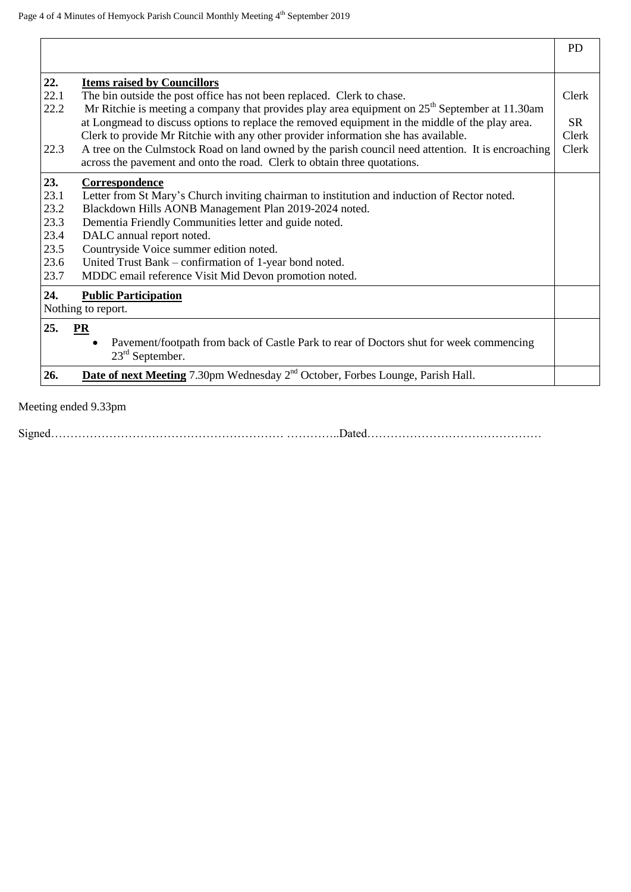| | PD |
|---|---|
| **22. Items raised by Councillors** | |
| 22.1 The bin outside the post office has not been replaced. Clerk to chase. | Clerk |
| 22.2 Mr Ritchie is meeting a company that provides play area equipment on 25th September at 11.30am at Longmead to discuss options to replace the removed equipment in the middle of the play area. Clerk to provide Mr Ritchie with any other provider information she has available. | SR<br>Clerk |
| 22.3 A tree on the Culmstock Road on land owned by the parish council need attention. It is encroaching across the pavement and onto the road. Clerk to obtain three quotations. | Clerk |
| **23. Correspondence** | |
| 23.1 Letter from St Mary's Church inviting chairman to institution and induction of Rector noted. | |
| 23.2 Blackdown Hills AONB Management Plan 2019-2024 noted. | |
| 23.3 Dementia Friendly Communities letter and guide noted. | |
| 23.4 DALC annual report noted. | |
| 23.5 Countryside Voice summer edition noted. | |
| 23.6 United Trust Bank – confirmation of 1-year bond noted. | |
| 23.7 MDDC email reference Visit Mid Devon promotion noted. | |
| **24. Public Participation**<br>Nothing to report. | |
| **25. PR**<br>• Pavement/footpath from back of Castle Park to rear of Doctors shut for week commencing 23rd September. | |
| **26. Date of next Meeting** 7.30pm Wednesday 2nd October, Forbes Lounge, Parish Hall. | |

Meeting ended 9.33pm

Signed…………………………………………………… …………..Dated………………………………………